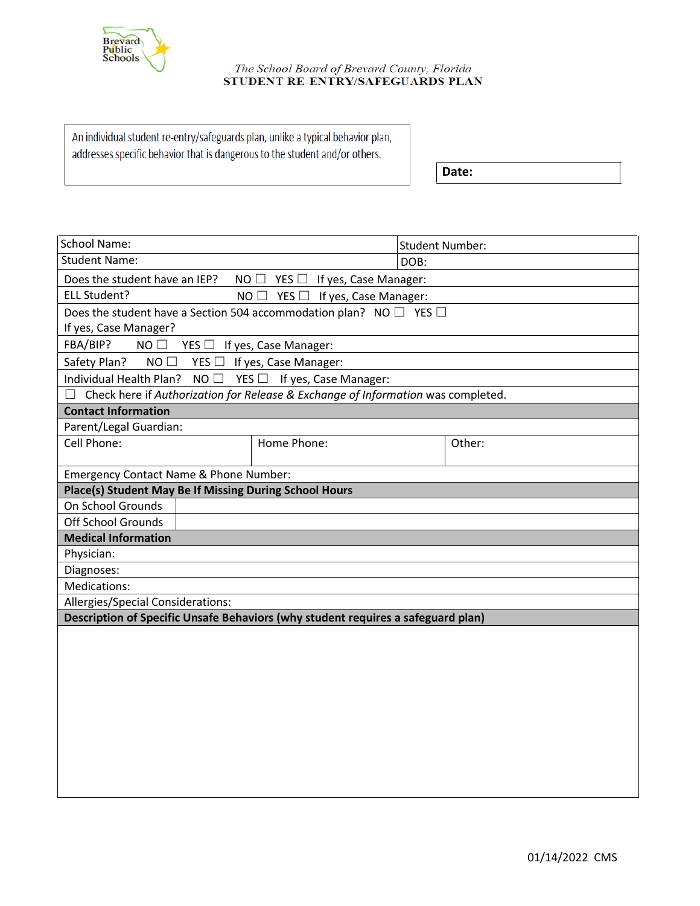Brevard Public Schools

The School Board of Brevard County, Florida

# STUDENT RE-ENTRY/SAFEGUARDS PLAN

An individual student re-entry/safeguards plan, unlike a typical behavior plan, addresses specific behavior that is dangerous to the student and/or others.

**Date:**

| School Name: | Student Number: |
|---|---|
| Student Name: | DOB: |

Does the student have an IEP? NO ☐ YES ☐ If yes, Case Manager:

ELL Student? NO ☐ YES ☐ If yes, Case Manager:

Does the student have a Section 504 accommodation plan? NO ☐ YES ☐
If yes, Case Manager?

FBA/BIP? NO ☐ YES ☐ If yes, Case Manager:

Safety Plan? NO ☐ YES ☐ If yes, Case Manager:

Individual Health Plan? NO ☐ YES ☐ If yes, Case Manager:

☐ Check here if *Authorization for Release & Exchange of Information* was completed.

**Contact Information**

Parent/Legal Guardian:

| Cell Phone: | Home Phone: | Other: |
|---|---|---|

Emergency Contact Name & Phone Number:

**Place(s) Student May Be If Missing During School Hours**

| On School Grounds | |
|---|---|
| Off School Grounds | |

**Medical Information**

Physician:

Diagnoses:

Medications:

Allergies/Special Considerations:

**Description of Specific Unsafe Behaviors (why student requires a safeguard plan)**

01/14/2022 CMS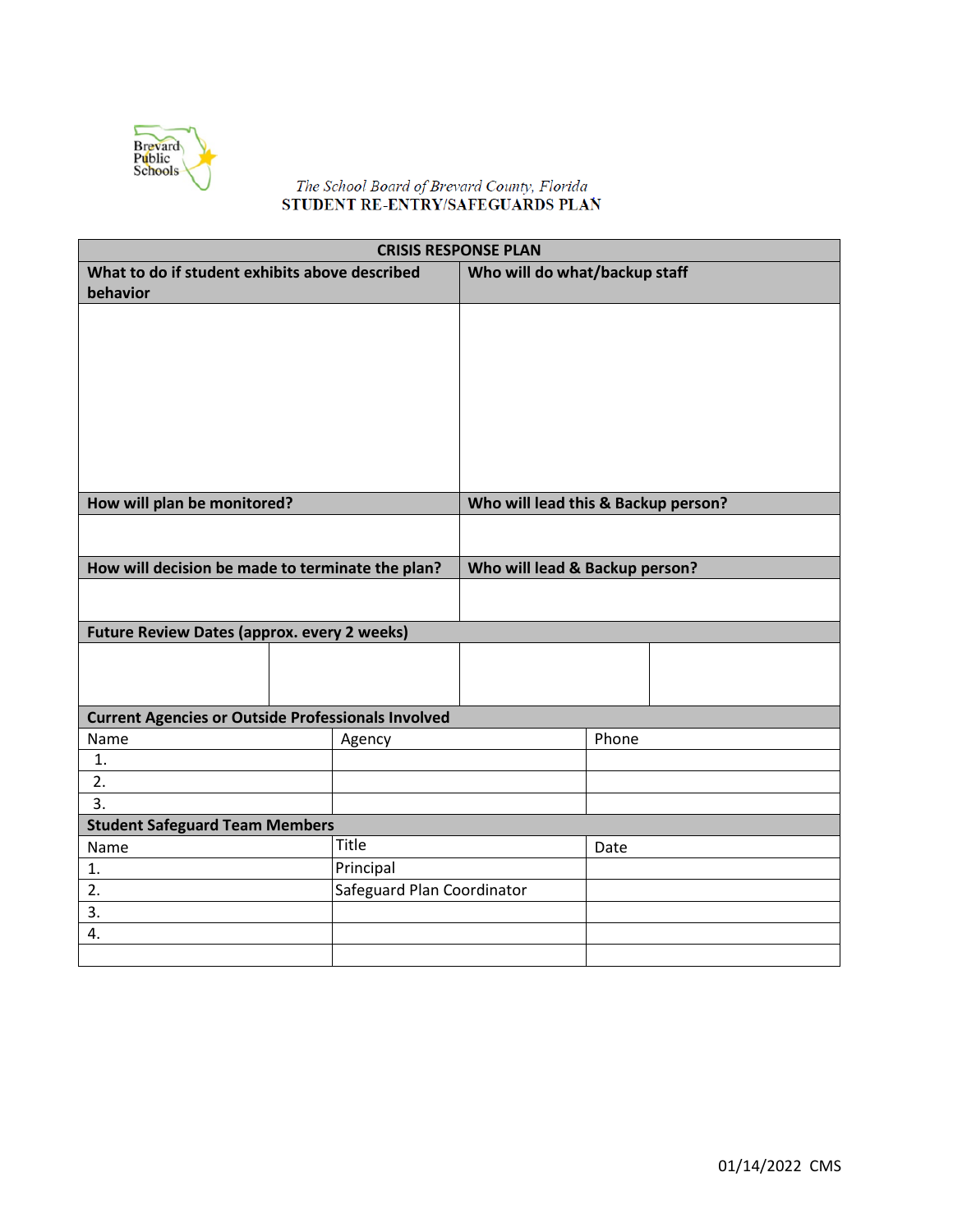Brevard Public Schools

*The School Board of Brevard County, Florida*
**STUDENT RE-ENTRY/SAFEGUARDS PLAN**

| **CRISIS RESPONSE PLAN** | |
|---|---|
| **What to do if student exhibits above described behavior** | **Who will do what/backup staff** |
| | |
| **How will plan be monitored?** | **Who will lead this & Backup person?** |
| | |
| **How will decision be made to terminate the plan?** | **Who will lead & Backup person?** |
| | |

| **Future Review Dates (approx. every 2 weeks)** | | | |
|---|---|---|---|
| | | | |

| **Current Agencies or Outside Professionals Involved** | | |
|---|---|---|
| Name | Agency | Phone |
| 1. | | |
| 2. | | |
| 3. | | |

| **Student Safeguard Team Members** | | |
|---|---|---|
| Name | Title | Date |
| 1. | Principal | |
| 2. | Safeguard Plan Coordinator | |
| 3. | | |
| 4. | | |
| | | |

01/14/2022 CMS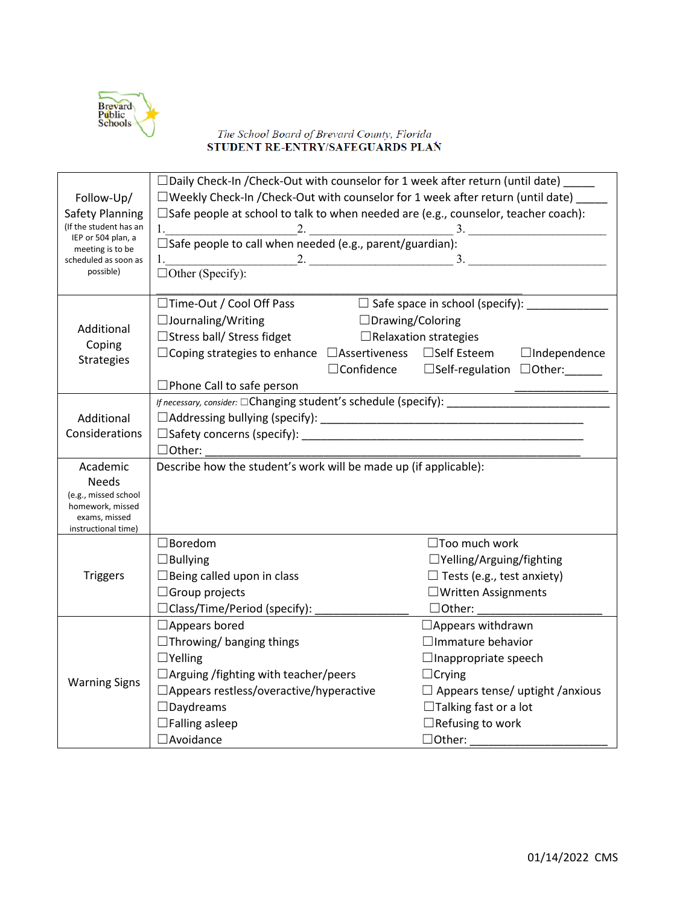Brevard Public Schools

*The School Board of Brevard County, Florida*

**STUDENT RE-ENTRY/SAFEGUARDS PLAN**

| | |
|---|---|
| Follow-Up/ Safety Planning (If the student has an IEP or 504 plan, a meeting is to be scheduled as soon as possible) | ☐Daily Check-In /Check-Out with counselor for 1 week after return (until date) _____ <br> ☐Weekly Check-In /Check-Out with counselor for 1 week after return (until date) _____ <br> ☐Safe people at school to talk to when needed are (e.g., counselor, teacher coach): <br> 1.____________________ 2. ____________________ 3. ____________________ <br> ☐Safe people to call when needed (e.g., parent/guardian): <br> 1.____________________ 2. ____________________ 3. ____________________ <br> ☐Other (Specify): ______________________________ |
| Additional Coping Strategies | ☐Time-Out / Cool Off Pass ☐ Safe space in school (specify): ____________ <br> ☐Journaling/Writing ☐Drawing/Coloring <br> ☐Stress ball/ Stress fidget ☐Relaxation strategies <br> ☐Coping strategies to enhance ☐Assertiveness ☐Self Esteem ☐Independence ☐Confidence ☐Self-regulation ☐Other:______ ______________ <br> ☐Phone Call to safe person |
| Additional Considerations | *If necessary, consider:* ☐Changing student's schedule (specify): ____________________ <br> ☐Addressing bullying (specify): ______________________________ <br> ☐Safety concerns (specify): ______________________________ <br> ☐Other: ______________________________ |
| Academic Needs (e.g., missed school homework, missed exams, missed instructional time) | Describe how the student's work will be made up (if applicable): |
| Triggers | ☐Boredom ☐Too much work <br> ☐Bullying ☐Yelling/Arguing/fighting <br> ☐Being called upon in class ☐ Tests (e.g., test anxiety) <br> ☐Group projects ☐Written Assignments <br> ☐Class/Time/Period (specify): ______________ ☐Other: ______________ |
| Warning Signs | ☐Appears bored ☐Appears withdrawn <br> ☐Throwing/ banging things ☐Immature behavior <br> ☐Yelling ☐Inappropriate speech <br> ☐Arguing /fighting with teacher/peers ☐Crying <br> ☐Appears restless/overactive/hyperactive ☐ Appears tense/ uptight /anxious <br> ☐Daydreams ☐Talking fast or a lot <br> ☐Falling asleep ☐Refusing to work <br> ☐Avoidance ☐Other: ____________________ |

01/14/2022 CMS